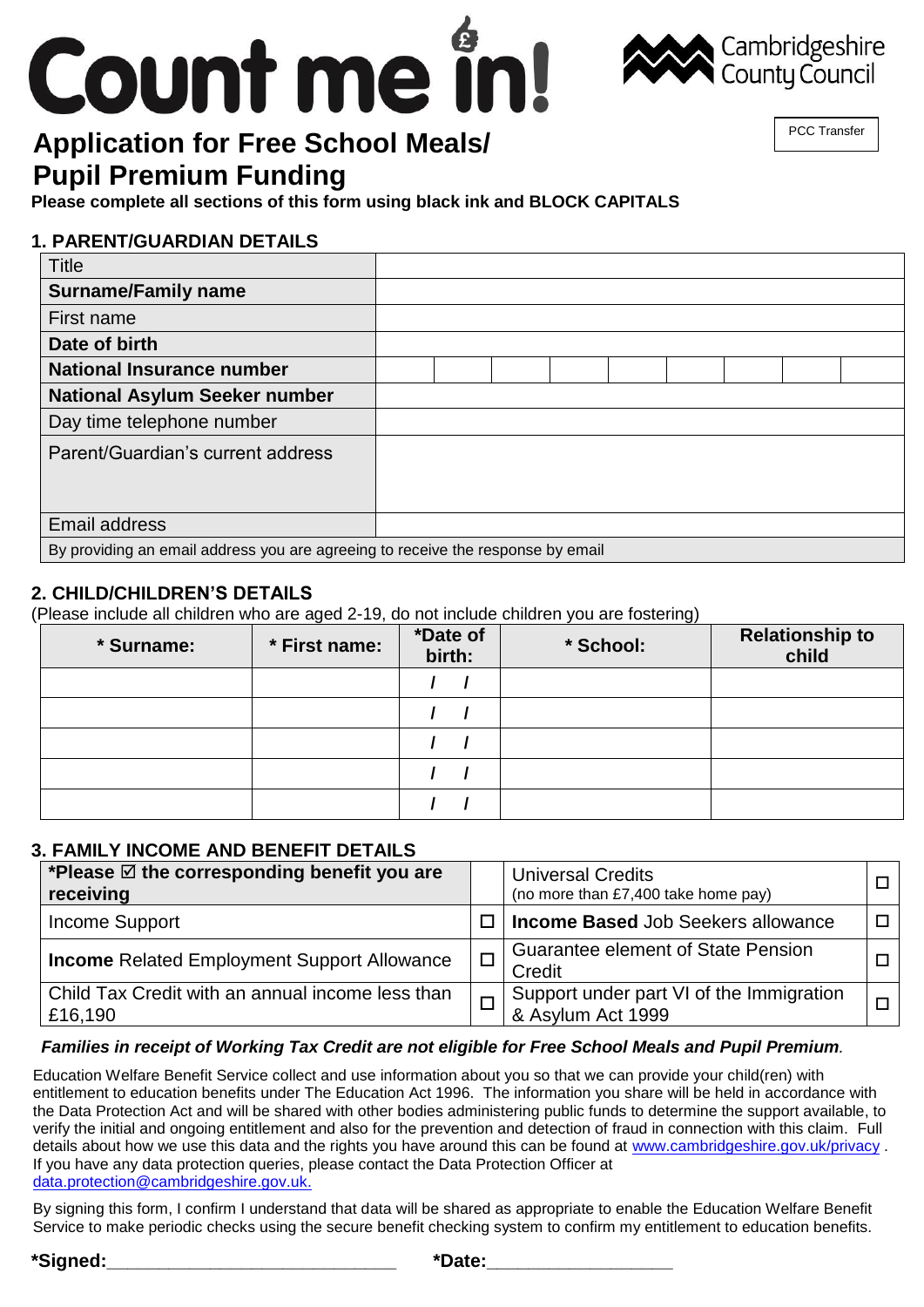# Count me in!

Cambridgeshire County Council

PCC Transfer

## Application for Free School Meals/ Pupil Premium Funding

**Please complete all sections of this form using black ink and BLOCK CAPITALS**

### 1. PARENT/GUARDIAN DETAILS

| | |
|---|---|
| Title | |
| **Surname/Family name** | |
| First name | |
| **Date of birth** | |
| **National Insurance number** | |
| **National Asylum Seeker number** | |
| Day time telephone number | |
| Parent/Guardian's current address | |
| Email address | |
| By providing an email address you are agreeing to receive the response by email | |

### 2. CHILD/CHILDREN'S DETAILS

(Please include all children who are aged 2-19, do not include children you are fostering)

| * Surname: | * First name: | *Date of birth: | * School: | Relationship to child |
|---|---|---|---|---|
| | | / / | | |
| | | / / | | |
| | | / / | | |
| | | / / | | |
| | | / / | | |

### 3. FAMILY INCOME AND BENEFIT DETAILS

| | | | |
|---|---|---|---|
| **\*Please ☑ the corresponding benefit you are receiving** | | Universal Credits (no more than £7,400 take home pay) | ☐ |
| Income Support | ☐ | **Income Based** Job Seekers allowance | ☐ |
| **Income** Related Employment Support Allowance | ☐ | Guarantee element of State Pension Credit | ☐ |
| Child Tax Credit with an annual income less than £16,190 | ☐ | Support under part VI of the Immigration & Asylum Act 1999 | ☐ |

***Families in receipt of Working Tax Credit are not eligible for Free School Meals and Pupil Premium.***

Education Welfare Benefit Service collect and use information about you so that we can provide your child(ren) with entitlement to education benefits under The Education Act 1996. The information you share will be held in accordance with the Data Protection Act and will be shared with other bodies administering public funds to determine the support available, to verify the initial and ongoing entitlement and also for the prevention and detection of fraud in connection with this claim. Full details about how we use this data and the rights you have around this can be found at www.cambridgeshire.gov.uk/privacy . If you have any data protection queries, please contact the Data Protection Officer at data.protection@cambridgeshire.gov.uk.

By signing this form, I confirm I understand that data will be shared as appropriate to enable the Education Welfare Benefit Service to make periodic checks using the secure benefit checking system to confirm my entitlement to education benefits.

**\*Signed:**\_\_\_\_\_\_\_\_\_\_\_\_\_\_\_\_\_\_\_\_\_\_\_\_\_\_\_\_\_\_ **\*Date:**\_\_\_\_\_\_\_\_\_\_\_\_\_\_\_\_\_\_\_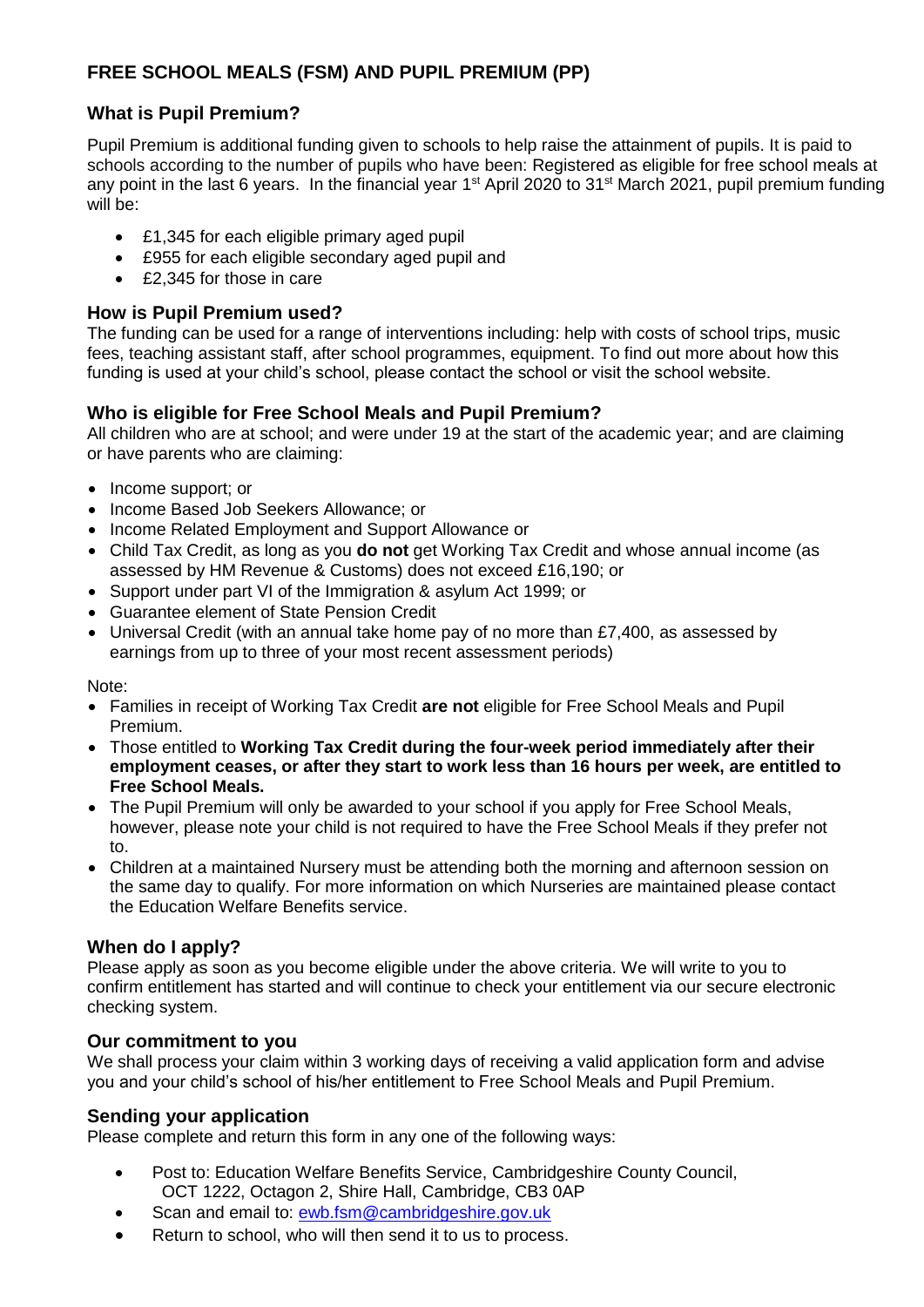# FREE SCHOOL MEALS (FSM) AND PUPIL PREMIUM (PP)

## What is Pupil Premium?

Pupil Premium is additional funding given to schools to help raise the attainment of pupils. It is paid to schools according to the number of pupils who have been: Registered as eligible for free school meals at any point in the last 6 years. In the financial year 1st April 2020 to 31st March 2021, pupil premium funding will be:

- £1,345 for each eligible primary aged pupil
- £955 for each eligible secondary aged pupil and
- £2,345 for those in care

## How is Pupil Premium used?

The funding can be used for a range of interventions including: help with costs of school trips, music fees, teaching assistant staff, after school programmes, equipment. To find out more about how this funding is used at your child's school, please contact the school or visit the school website.

## Who is eligible for Free School Meals and Pupil Premium?

All children who are at school; and were under 19 at the start of the academic year; and are claiming or have parents who are claiming:

- Income support; or
- Income Based Job Seekers Allowance; or
- Income Related Employment and Support Allowance or
- Child Tax Credit, as long as you **do not** get Working Tax Credit and whose annual income (as assessed by HM Revenue & Customs) does not exceed £16,190; or
- Support under part VI of the Immigration & asylum Act 1999; or
- Guarantee element of State Pension Credit
- Universal Credit (with an annual take home pay of no more than £7,400, as assessed by earnings from up to three of your most recent assessment periods)

Note:

- Families in receipt of Working Tax Credit **are not** eligible for Free School Meals and Pupil Premium.
- Those entitled to **Working Tax Credit during the four-week period immediately after their employment ceases, or after they start to work less than 16 hours per week, are entitled to Free School Meals.**
- The Pupil Premium will only be awarded to your school if you apply for Free School Meals, however, please note your child is not required to have the Free School Meals if they prefer not to.
- Children at a maintained Nursery must be attending both the morning and afternoon session on the same day to qualify. For more information on which Nurseries are maintained please contact the Education Welfare Benefits service.

## When do I apply?

Please apply as soon as you become eligible under the above criteria. We will write to you to confirm entitlement has started and will continue to check your entitlement via our secure electronic checking system.

## Our commitment to you

We shall process your claim within 3 working days of receiving a valid application form and advise you and your child's school of his/her entitlement to Free School Meals and Pupil Premium.

## Sending your application

Please complete and return this form in any one of the following ways:

- Post to: Education Welfare Benefits Service, Cambridgeshire County Council, OCT 1222, Octagon 2, Shire Hall, Cambridge, CB3 0AP
- Scan and email to: ewb.fsm@cambridgeshire.gov.uk
- Return to school, who will then send it to us to process.